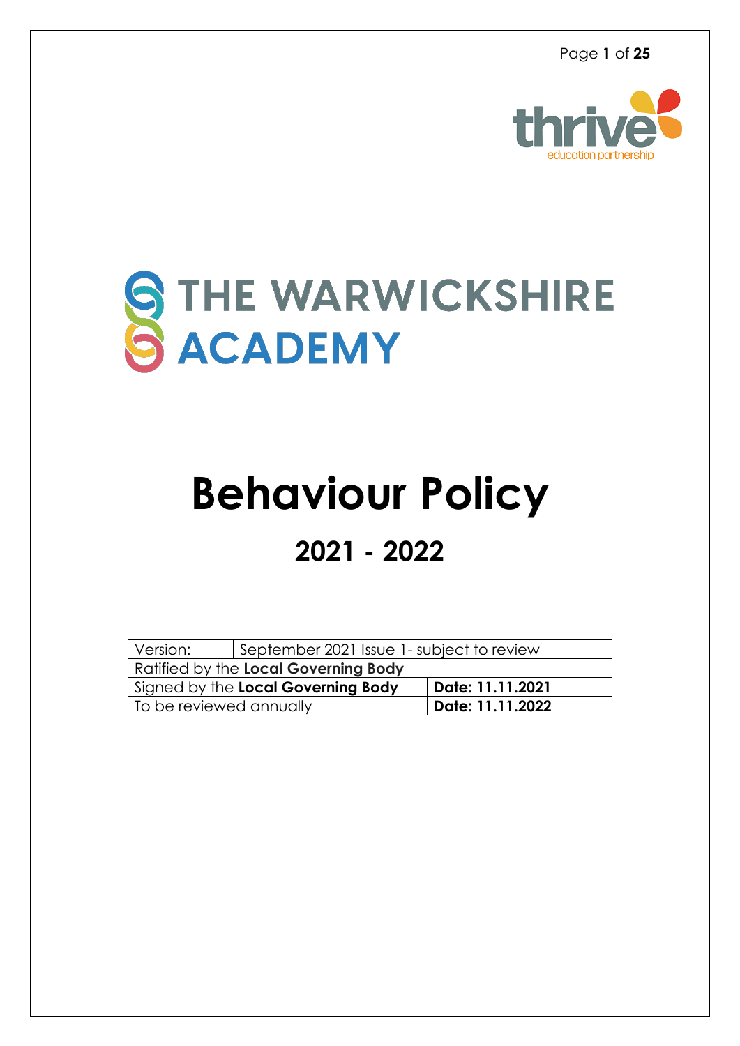thrive
education partnership

THE WARWICKSHIRE ACADEMY

# Behaviour Policy

## 2021 - 2022

| Version: | September 2021 Issue 1- subject to review | |
| --- | --- | --- |
| Ratified by the **Local Governing Body** | | |
| Signed by the **Local Governing Body** | | **Date: 11.11.2021** |
| To be reviewed annually | | **Date: 11.11.2022** |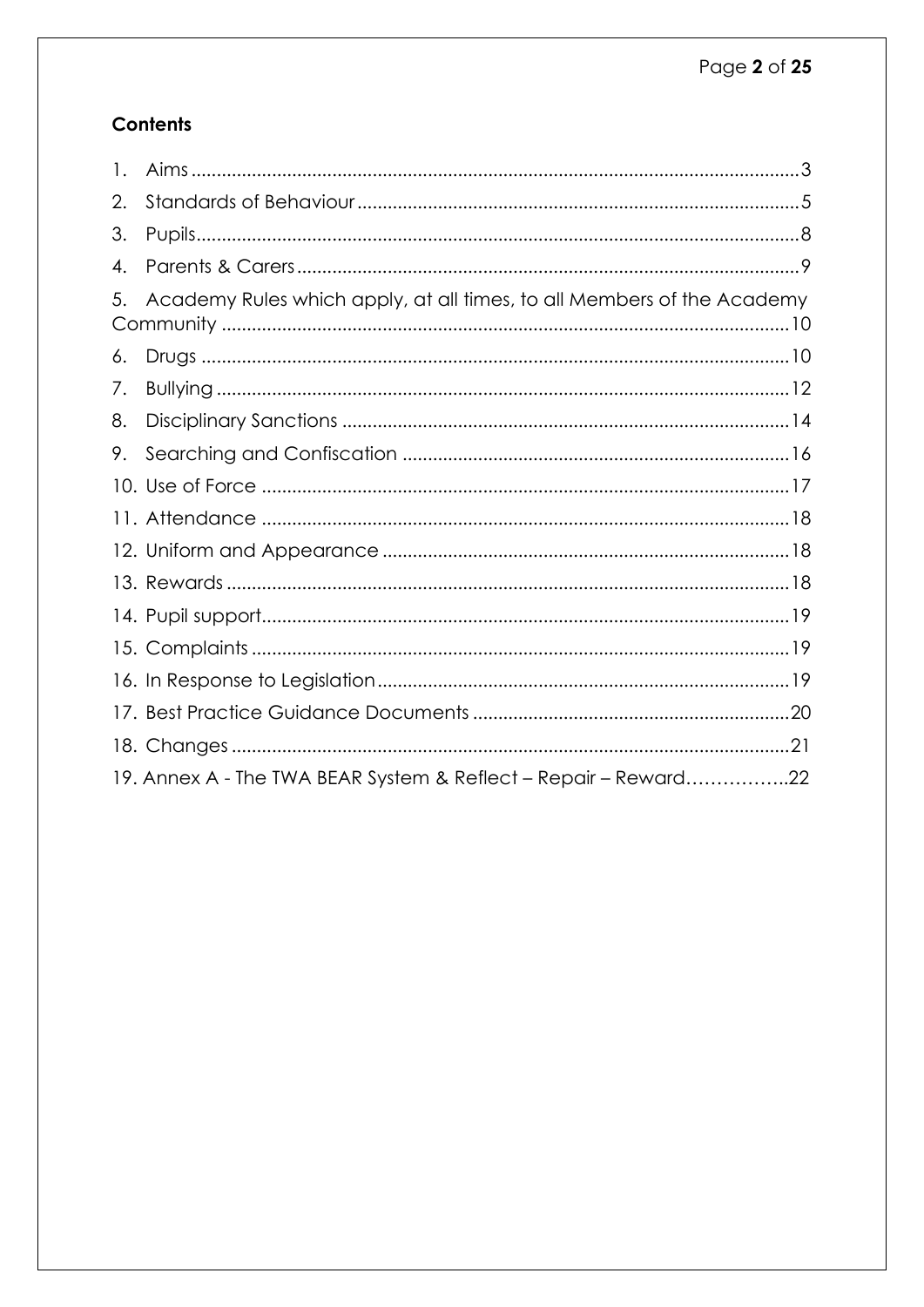## Contents

1. Aims ........................................................................................................ 3
2. Standards of Behaviour ........................................................................ 5
3. Pupils ........................................................................................................ 8
4. Parents & Carers ................................................................................... 9
5. Academy Rules which apply, at all times, to all Members of the Academy Community ..................................................................................................... 10
6. Drugs ...................................................................................................... 10
7. Bullying .................................................................................................. 12
8. Disciplinary Sanctions ......................................................................... 14
9. Searching and Confiscation ............................................................. 16
10. Use of Force ........................................................................................ 17
11. Attendance ......................................................................................... 18
12. Uniform and Appearance ................................................................ 18
13. Rewards ............................................................................................... 18
14. Pupil support ....................................................................................... 19
15. Complaints .......................................................................................... 19
16. In Response to Legislation ................................................................ 19
17. Best Practice Guidance Documents ............................................... 20
18. Changes .............................................................................................. 21
19. Annex A - The TWA BEAR System & Reflect – Repair – Reward……………..22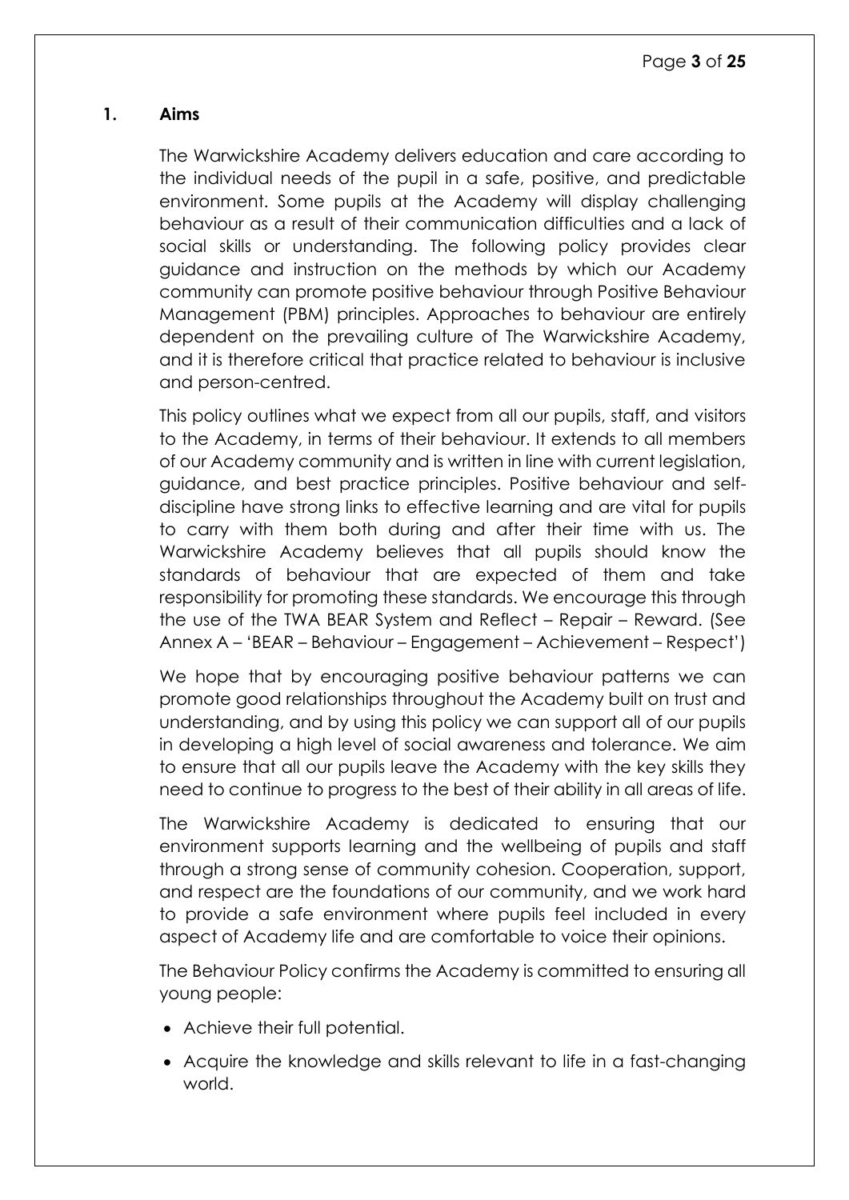## 1. Aims

The Warwickshire Academy delivers education and care according to the individual needs of the pupil in a safe, positive, and predictable environment. Some pupils at the Academy will display challenging behaviour as a result of their communication difficulties and a lack of social skills or understanding. The following policy provides clear guidance and instruction on the methods by which our Academy community can promote positive behaviour through Positive Behaviour Management (PBM) principles. Approaches to behaviour are entirely dependent on the prevailing culture of The Warwickshire Academy, and it is therefore critical that practice related to behaviour is inclusive and person-centred.

This policy outlines what we expect from all our pupils, staff, and visitors to the Academy, in terms of their behaviour. It extends to all members of our Academy community and is written in line with current legislation, guidance, and best practice principles. Positive behaviour and self-discipline have strong links to effective learning and are vital for pupils to carry with them both during and after their time with us. The Warwickshire Academy believes that all pupils should know the standards of behaviour that are expected of them and take responsibility for promoting these standards. We encourage this through the use of the TWA BEAR System and Reflect – Repair – Reward. (See Annex A – 'BEAR – Behaviour – Engagement – Achievement – Respect')

We hope that by encouraging positive behaviour patterns we can promote good relationships throughout the Academy built on trust and understanding, and by using this policy we can support all of our pupils in developing a high level of social awareness and tolerance. We aim to ensure that all our pupils leave the Academy with the key skills they need to continue to progress to the best of their ability in all areas of life.

The Warwickshire Academy is dedicated to ensuring that our environment supports learning and the wellbeing of pupils and staff through a strong sense of community cohesion. Cooperation, support, and respect are the foundations of our community, and we work hard to provide a safe environment where pupils feel included in every aspect of Academy life and are comfortable to voice their opinions.

The Behaviour Policy confirms the Academy is committed to ensuring all young people:

- Achieve their full potential.
- Acquire the knowledge and skills relevant to life in a fast-changing world.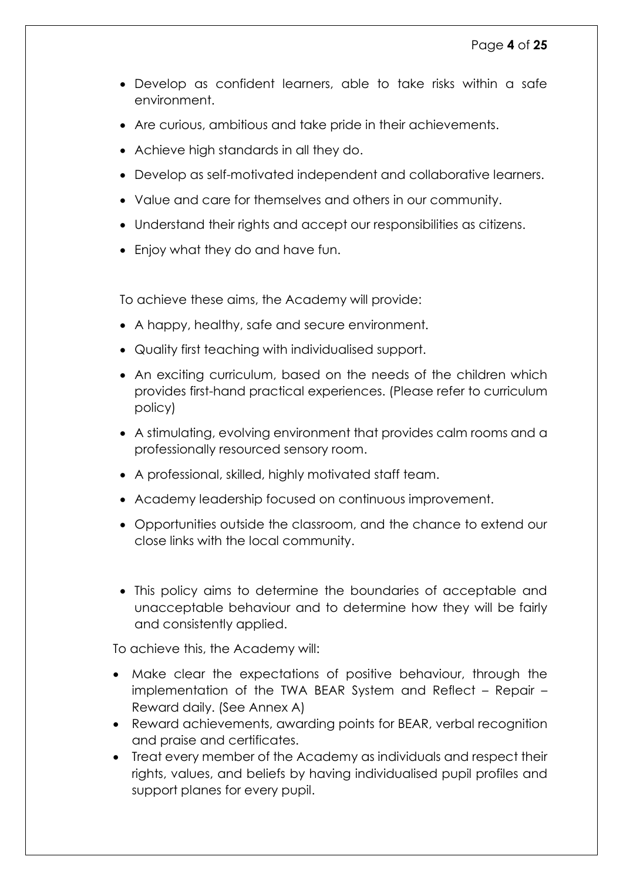- Develop as confident learners, able to take risks within a safe environment.
- Are curious, ambitious and take pride in their achievements.
- Achieve high standards in all they do.
- Develop as self-motivated independent and collaborative learners.
- Value and care for themselves and others in our community.
- Understand their rights and accept our responsibilities as citizens.
- Enjoy what they do and have fun.

To achieve these aims, the Academy will provide:

- A happy, healthy, safe and secure environment.
- Quality first teaching with individualised support.
- An exciting curriculum, based on the needs of the children which provides first-hand practical experiences. (Please refer to curriculum policy)
- A stimulating, evolving environment that provides calm rooms and a professionally resourced sensory room.
- A professional, skilled, highly motivated staff team.
- Academy leadership focused on continuous improvement.
- Opportunities outside the classroom, and the chance to extend our close links with the local community.

- This policy aims to determine the boundaries of acceptable and unacceptable behaviour and to determine how they will be fairly and consistently applied.

To achieve this, the Academy will:

- Make clear the expectations of positive behaviour, through the implementation of the TWA BEAR System and Reflect – Repair – Reward daily. (See Annex A)
- Reward achievements, awarding points for BEAR, verbal recognition and praise and certificates.
- Treat every member of the Academy as individuals and respect their rights, values, and beliefs by having individualised pupil profiles and support planes for every pupil.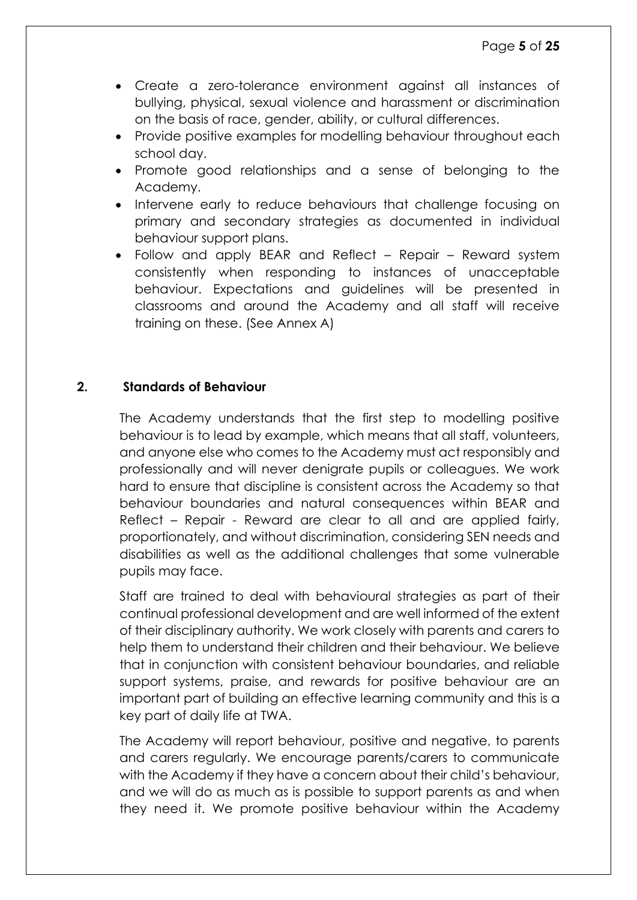- Create a zero-tolerance environment against all instances of bullying, physical, sexual violence and harassment or discrimination on the basis of race, gender, ability, or cultural differences.
- Provide positive examples for modelling behaviour throughout each school day.
- Promote good relationships and a sense of belonging to the Academy.
- Intervene early to reduce behaviours that challenge focusing on primary and secondary strategies as documented in individual behaviour support plans.
- Follow and apply BEAR and Reflect – Repair – Reward system consistently when responding to instances of unacceptable behaviour. Expectations and guidelines will be presented in classrooms and around the Academy and all staff will receive training on these. (See Annex A)

## 2. Standards of Behaviour

The Academy understands that the first step to modelling positive behaviour is to lead by example, which means that all staff, volunteers, and anyone else who comes to the Academy must act responsibly and professionally and will never denigrate pupils or colleagues. We work hard to ensure that discipline is consistent across the Academy so that behaviour boundaries and natural consequences within BEAR and Reflect – Repair - Reward are clear to all and are applied fairly, proportionately, and without discrimination, considering SEN needs and disabilities as well as the additional challenges that some vulnerable pupils may face.

Staff are trained to deal with behavioural strategies as part of their continual professional development and are well informed of the extent of their disciplinary authority. We work closely with parents and carers to help them to understand their children and their behaviour. We believe that in conjunction with consistent behaviour boundaries, and reliable support systems, praise, and rewards for positive behaviour are an important part of building an effective learning community and this is a key part of daily life at TWA.

The Academy will report behaviour, positive and negative, to parents and carers regularly. We encourage parents/carers to communicate with the Academy if they have a concern about their child's behaviour, and we will do as much as is possible to support parents as and when they need it. We promote positive behaviour within the Academy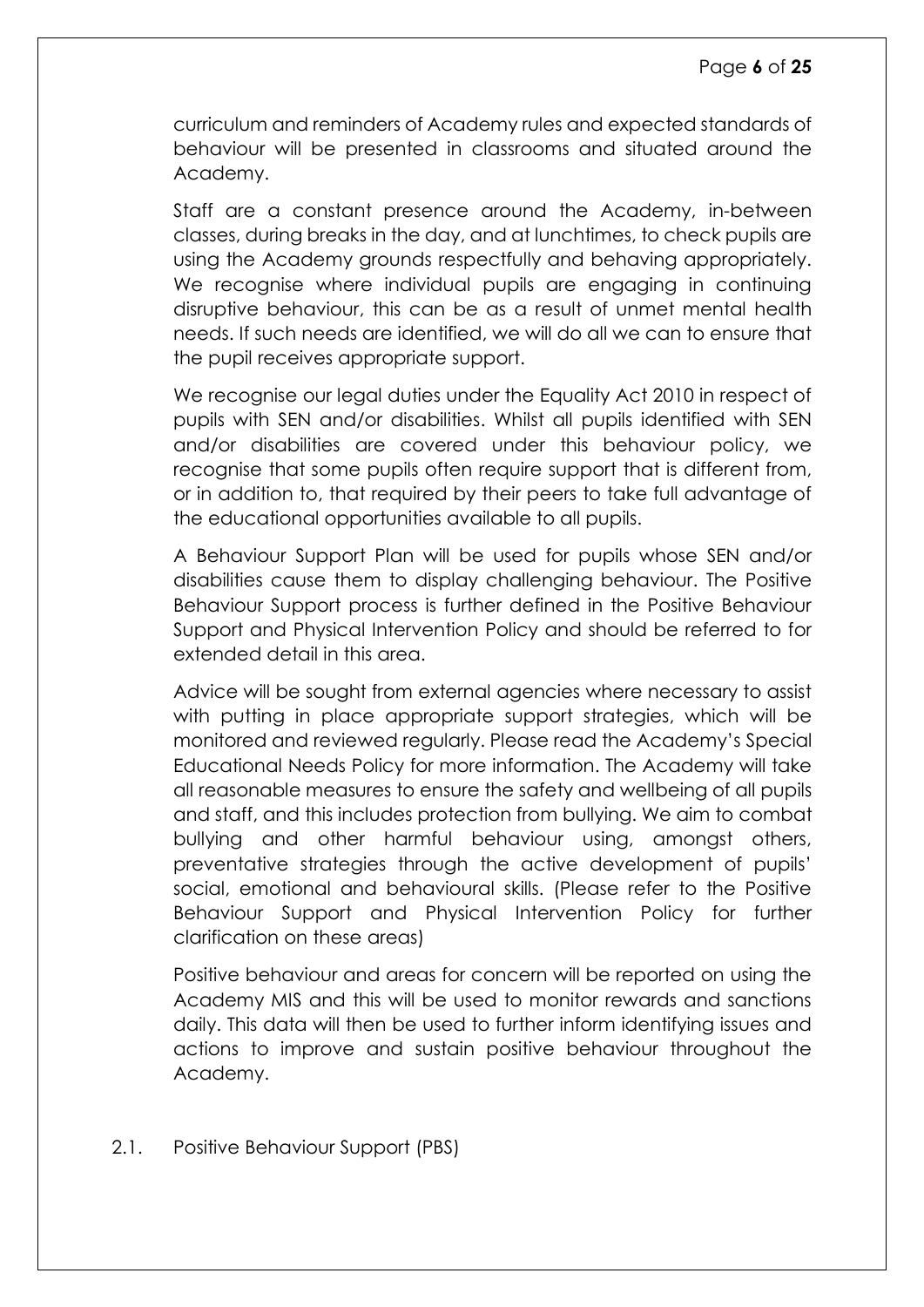curriculum and reminders of Academy rules and expected standards of behaviour will be presented in classrooms and situated around the Academy.

Staff are a constant presence around the Academy, in-between classes, during breaks in the day, and at lunchtimes, to check pupils are using the Academy grounds respectfully and behaving appropriately. We recognise where individual pupils are engaging in continuing disruptive behaviour, this can be as a result of unmet mental health needs. If such needs are identified, we will do all we can to ensure that the pupil receives appropriate support.

We recognise our legal duties under the Equality Act 2010 in respect of pupils with SEN and/or disabilities. Whilst all pupils identified with SEN and/or disabilities are covered under this behaviour policy, we recognise that some pupils often require support that is different from, or in addition to, that required by their peers to take full advantage of the educational opportunities available to all pupils.

A Behaviour Support Plan will be used for pupils whose SEN and/or disabilities cause them to display challenging behaviour. The Positive Behaviour Support process is further defined in the Positive Behaviour Support and Physical Intervention Policy and should be referred to for extended detail in this area.

Advice will be sought from external agencies where necessary to assist with putting in place appropriate support strategies, which will be monitored and reviewed regularly. Please read the Academy's Special Educational Needs Policy for more information. The Academy will take all reasonable measures to ensure the safety and wellbeing of all pupils and staff, and this includes protection from bullying. We aim to combat bullying and other harmful behaviour using, amongst others, preventative strategies through the active development of pupils' social, emotional and behavioural skills. (Please refer to the Positive Behaviour Support and Physical Intervention Policy for further clarification on these areas)

Positive behaviour and areas for concern will be reported on using the Academy MIS and this will be used to monitor rewards and sanctions daily. This data will then be used to further inform identifying issues and actions to improve and sustain positive behaviour throughout the Academy.

## 2.1. Positive Behaviour Support (PBS)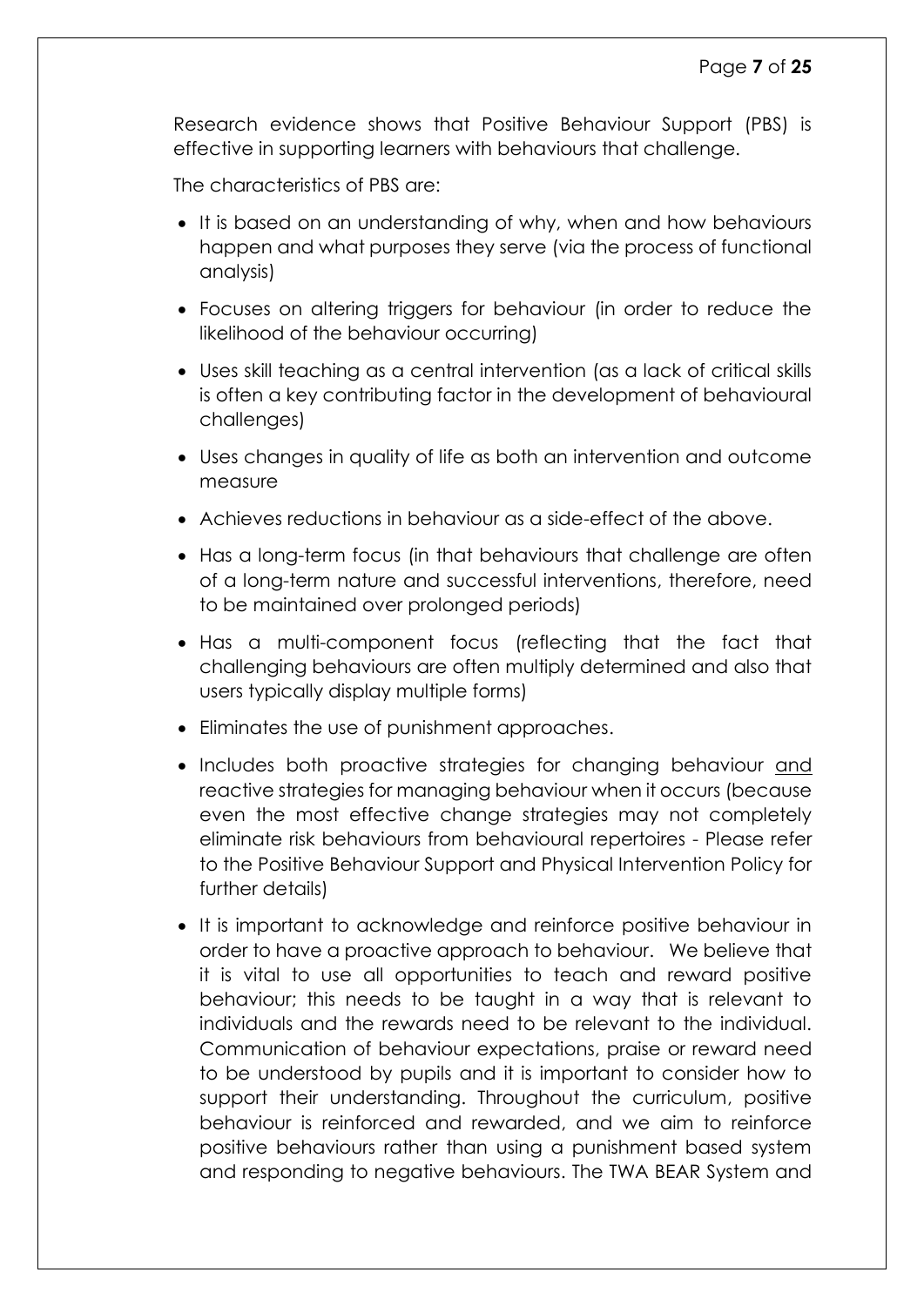Research evidence shows that Positive Behaviour Support (PBS) is effective in supporting learners with behaviours that challenge.

The characteristics of PBS are:

- It is based on an understanding of why, when and how behaviours happen and what purposes they serve (via the process of functional analysis)
- Focuses on altering triggers for behaviour (in order to reduce the likelihood of the behaviour occurring)
- Uses skill teaching as a central intervention (as a lack of critical skills is often a key contributing factor in the development of behavioural challenges)
- Uses changes in quality of life as both an intervention and outcome measure
- Achieves reductions in behaviour as a side-effect of the above.
- Has a long-term focus (in that behaviours that challenge are often of a long-term nature and successful interventions, therefore, need to be maintained over prolonged periods)
- Has a multi-component focus (reflecting that the fact that challenging behaviours are often multiply determined and also that users typically display multiple forms)
- Eliminates the use of punishment approaches.
- Includes both proactive strategies for changing behaviour <u>and</u> reactive strategies for managing behaviour when it occurs (because even the most effective change strategies may not completely eliminate risk behaviours from behavioural repertoires - Please refer to the Positive Behaviour Support and Physical Intervention Policy for further details)
- It is important to acknowledge and reinforce positive behaviour in order to have a proactive approach to behaviour. We believe that it is vital to use all opportunities to teach and reward positive behaviour; this needs to be taught in a way that is relevant to individuals and the rewards need to be relevant to the individual. Communication of behaviour expectations, praise or reward need to be understood by pupils and it is important to consider how to support their understanding. Throughout the curriculum, positive behaviour is reinforced and rewarded, and we aim to reinforce positive behaviours rather than using a punishment based system and responding to negative behaviours. The TWA BEAR System and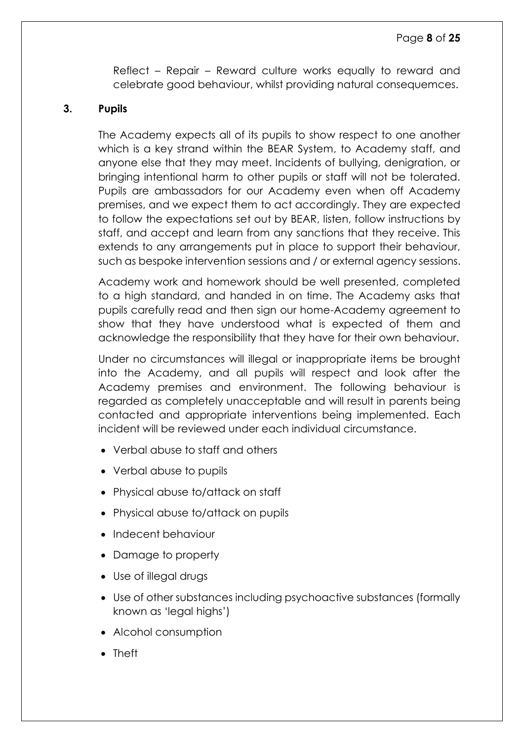Reflect – Repair – Reward culture works equally to reward and celebrate good behaviour, whilst providing natural consequemces.

## 3. Pupils

The Academy expects all of its pupils to show respect to one another which is a key strand within the BEAR System, to Academy staff, and anyone else that they may meet. Incidents of bullying, denigration, or bringing intentional harm to other pupils or staff will not be tolerated. Pupils are ambassadors for our Academy even when off Academy premises, and we expect them to act accordingly. They are expected to follow the expectations set out by BEAR, listen, follow instructions by staff, and accept and learn from any sanctions that they receive. This extends to any arrangements put in place to support their behaviour, such as bespoke intervention sessions and / or external agency sessions.

Academy work and homework should be well presented, completed to a high standard, and handed in on time. The Academy asks that pupils carefully read and then sign our home-Academy agreement to show that they have understood what is expected of them and acknowledge the responsibility that they have for their own behaviour.

Under no circumstances will illegal or inappropriate items be brought into the Academy, and all pupils will respect and look after the Academy premises and environment. The following behaviour is regarded as completely unacceptable and will result in parents being contacted and appropriate interventions being implemented. Each incident will be reviewed under each individual circumstance.

- Verbal abuse to staff and others
- Verbal abuse to pupils
- Physical abuse to/attack on staff
- Physical abuse to/attack on pupils
- Indecent behaviour
- Damage to property
- Use of illegal drugs
- Use of other substances including psychoactive substances (formally known as 'legal highs')
- Alcohol consumption
- Theft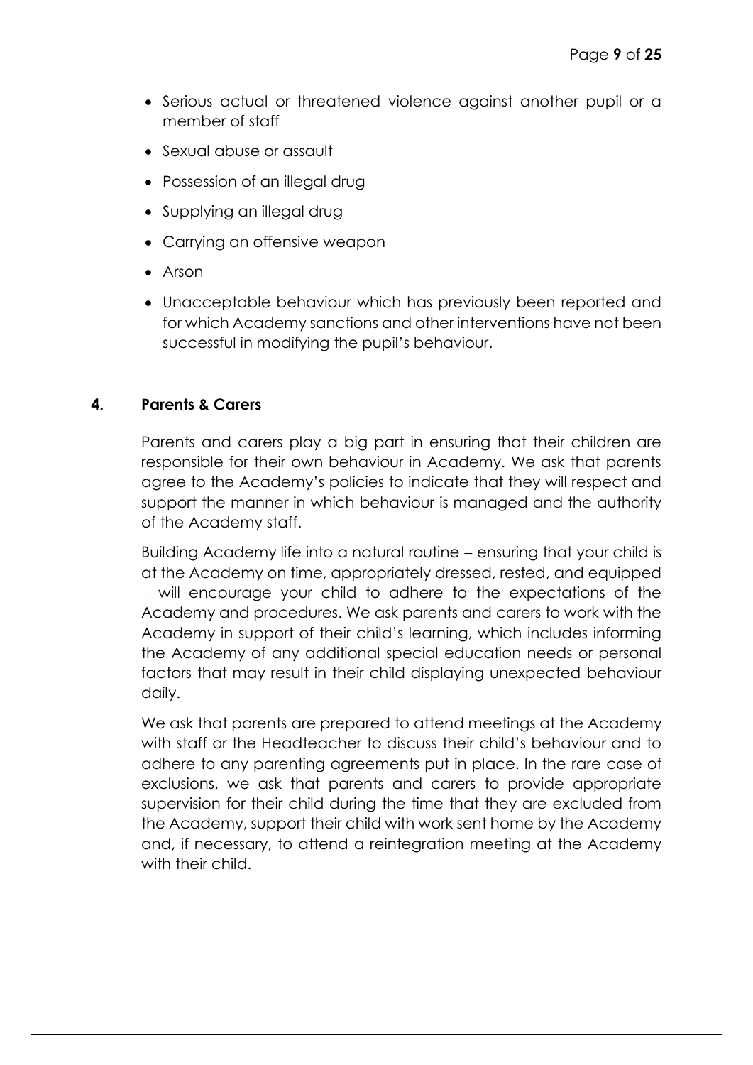- Serious actual or threatened violence against another pupil or a member of staff
- Sexual abuse or assault
- Possession of an illegal drug
- Supplying an illegal drug
- Carrying an offensive weapon
- Arson
- Unacceptable behaviour which has previously been reported and for which Academy sanctions and other interventions have not been successful in modifying the pupil's behaviour.

## 4. Parents & Carers

Parents and carers play a big part in ensuring that their children are responsible for their own behaviour in Academy. We ask that parents agree to the Academy's policies to indicate that they will respect and support the manner in which behaviour is managed and the authority of the Academy staff.

Building Academy life into a natural routine – ensuring that your child is at the Academy on time, appropriately dressed, rested, and equipped – will encourage your child to adhere to the expectations of the Academy and procedures. We ask parents and carers to work with the Academy in support of their child's learning, which includes informing the Academy of any additional special education needs or personal factors that may result in their child displaying unexpected behaviour daily.

We ask that parents are prepared to attend meetings at the Academy with staff or the Headteacher to discuss their child's behaviour and to adhere to any parenting agreements put in place. In the rare case of exclusions, we ask that parents and carers to provide appropriate supervision for their child during the time that they are excluded from the Academy, support their child with work sent home by the Academy and, if necessary, to attend a reintegration meeting at the Academy with their child.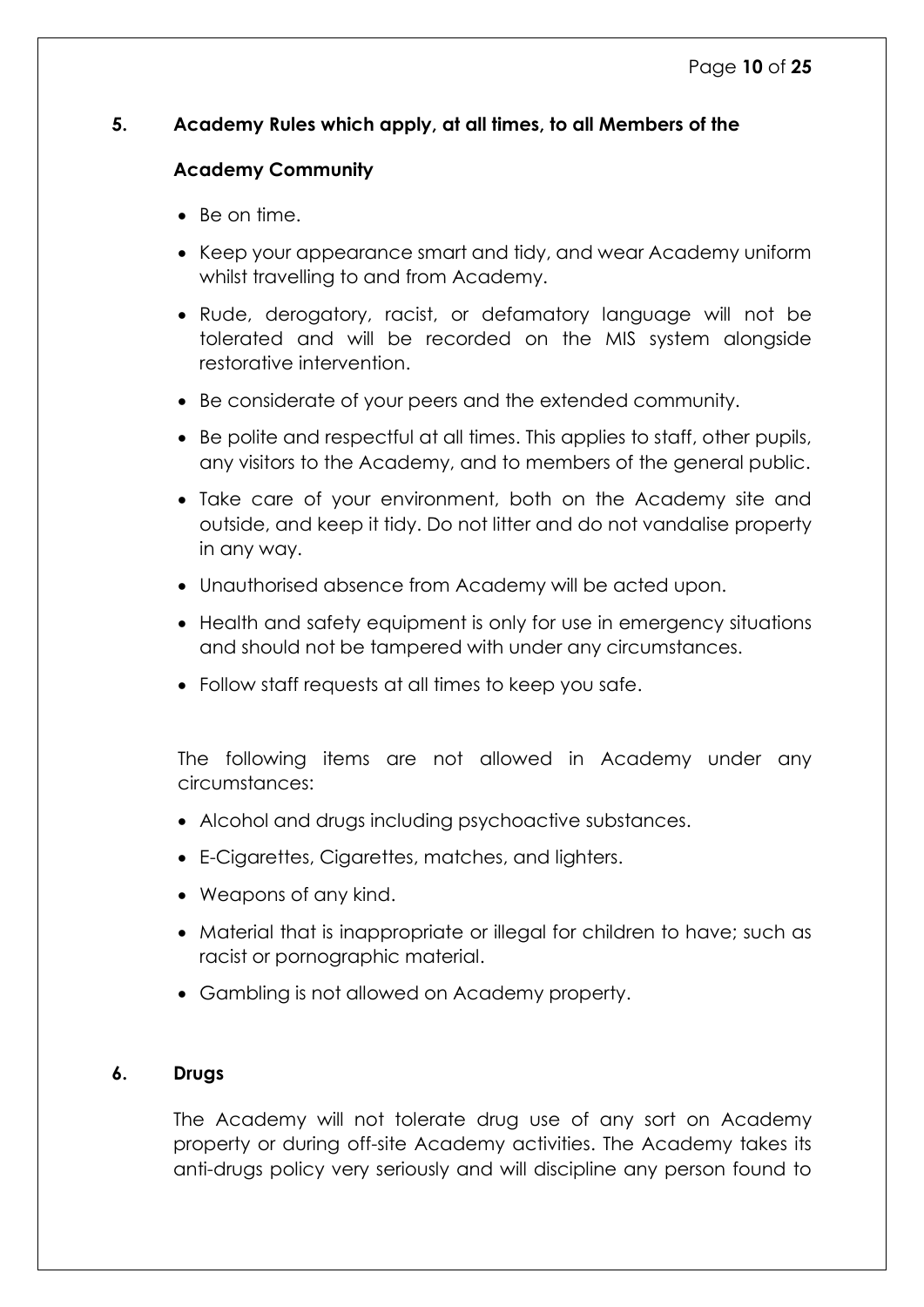## 5. Academy Rules which apply, at all times, to all Members of the Academy Community

- Be on time.
- Keep your appearance smart and tidy, and wear Academy uniform whilst travelling to and from Academy.
- Rude, derogatory, racist, or defamatory language will not be tolerated and will be recorded on the MIS system alongside restorative intervention.
- Be considerate of your peers and the extended community.
- Be polite and respectful at all times. This applies to staff, other pupils, any visitors to the Academy, and to members of the general public.
- Take care of your environment, both on the Academy site and outside, and keep it tidy. Do not litter and do not vandalise property in any way.
- Unauthorised absence from Academy will be acted upon.
- Health and safety equipment is only for use in emergency situations and should not be tampered with under any circumstances.
- Follow staff requests at all times to keep you safe.

The following items are not allowed in Academy under any circumstances:

- Alcohol and drugs including psychoactive substances.
- E-Cigarettes, Cigarettes, matches, and lighters.
- Weapons of any kind.
- Material that is inappropriate or illegal for children to have; such as racist or pornographic material.
- Gambling is not allowed on Academy property.

## 6. Drugs

The Academy will not tolerate drug use of any sort on Academy property or during off-site Academy activities. The Academy takes its anti-drugs policy very seriously and will discipline any person found to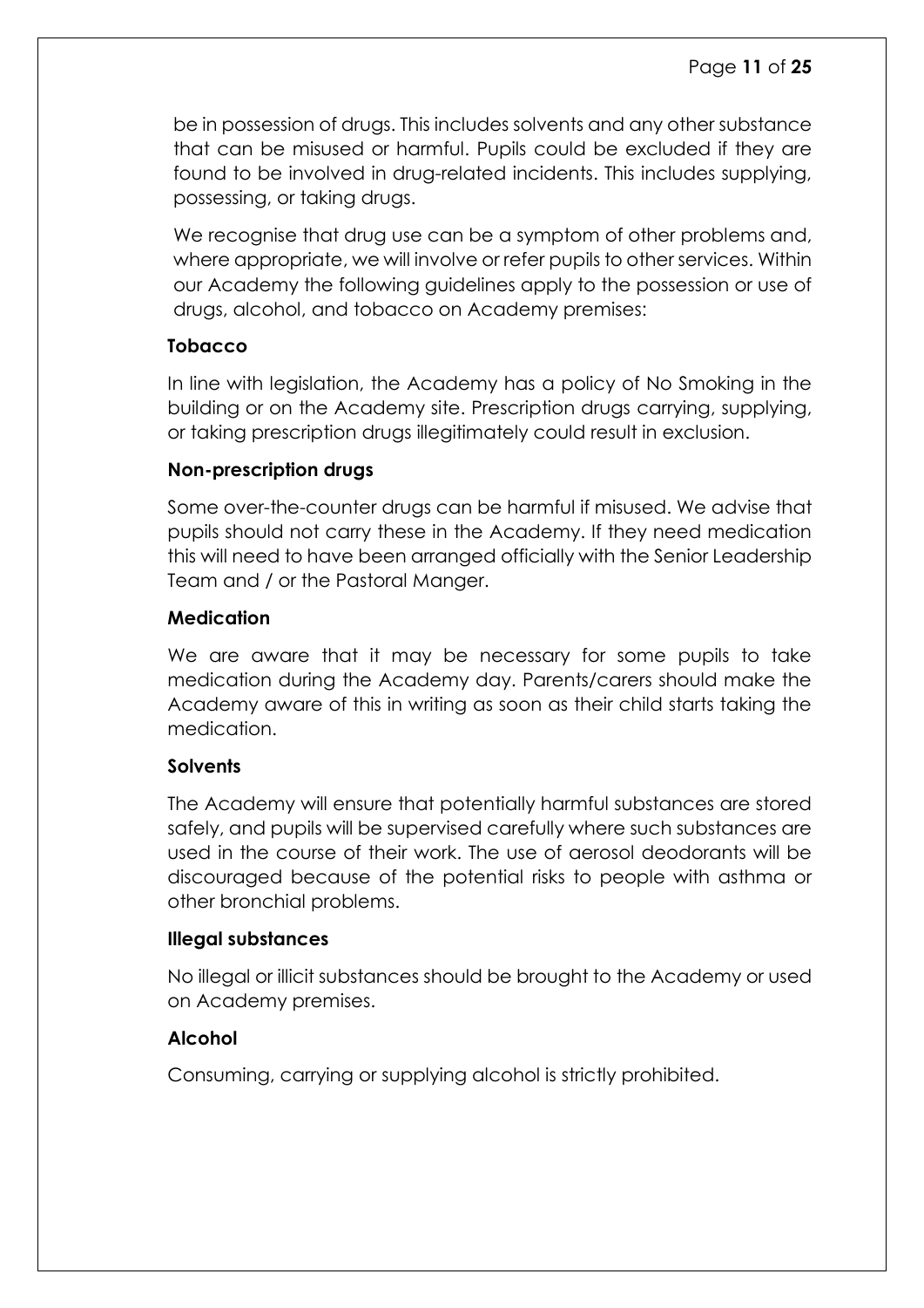be in possession of drugs. This includes solvents and any other substance that can be misused or harmful. Pupils could be excluded if they are found to be involved in drug-related incidents. This includes supplying, possessing, or taking drugs.

We recognise that drug use can be a symptom of other problems and, where appropriate, we will involve or refer pupils to other services. Within our Academy the following guidelines apply to the possession or use of drugs, alcohol, and tobacco on Academy premises:

**Tobacco**

In line with legislation, the Academy has a policy of No Smoking in the building or on the Academy site. Prescription drugs carrying, supplying, or taking prescription drugs illegitimately could result in exclusion.

**Non-prescription drugs**

Some over-the-counter drugs can be harmful if misused. We advise that pupils should not carry these in the Academy. If they need medication this will need to have been arranged officially with the Senior Leadership Team and / or the Pastoral Manger.

**Medication**

We are aware that it may be necessary for some pupils to take medication during the Academy day. Parents/carers should make the Academy aware of this in writing as soon as their child starts taking the medication.

**Solvents**

The Academy will ensure that potentially harmful substances are stored safely, and pupils will be supervised carefully where such substances are used in the course of their work. The use of aerosol deodorants will be discouraged because of the potential risks to people with asthma or other bronchial problems.

**Illegal substances**

No illegal or illicit substances should be brought to the Academy or used on Academy premises.

**Alcohol**

Consuming, carrying or supplying alcohol is strictly prohibited.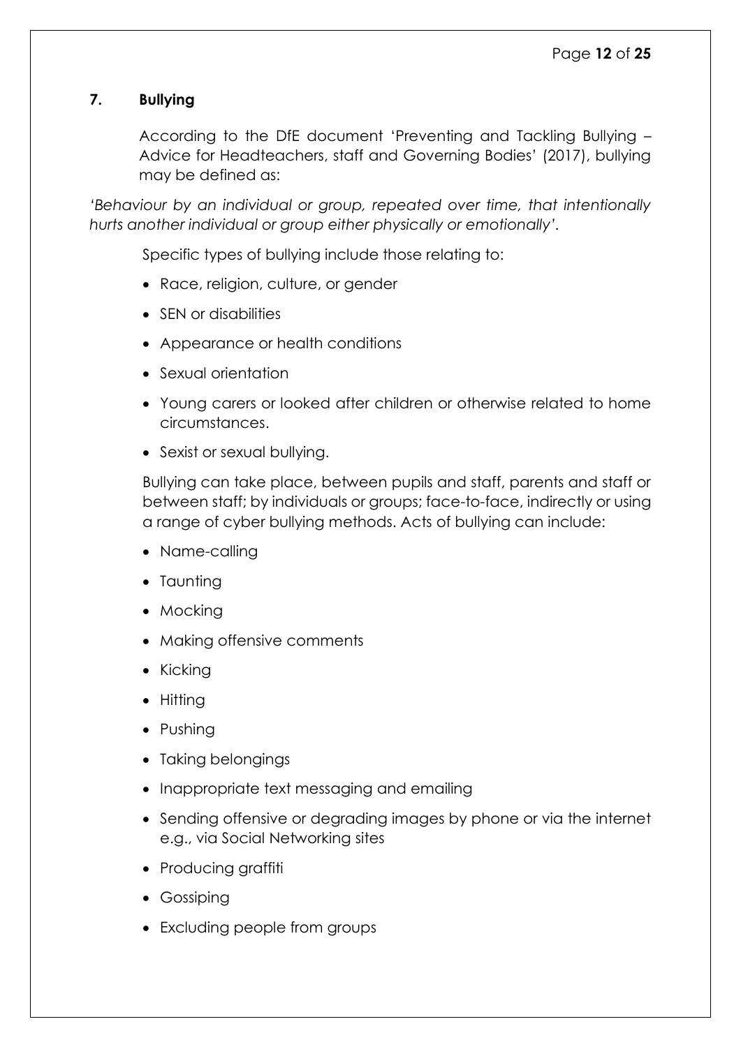## 7. Bullying

According to the DfE document 'Preventing and Tackling Bullying – Advice for Headteachers, staff and Governing Bodies' (2017), bullying may be defined as:

*'Behaviour by an individual or group, repeated over time, that intentionally hurts another individual or group either physically or emotionally'.*

Specific types of bullying include those relating to:

- Race, religion, culture, or gender
- SEN or disabilities
- Appearance or health conditions
- Sexual orientation
- Young carers or looked after children or otherwise related to home circumstances.
- Sexist or sexual bullying.

Bullying can take place, between pupils and staff, parents and staff or between staff; by individuals or groups; face-to-face, indirectly or using a range of cyber bullying methods. Acts of bullying can include:

- Name-calling
- Taunting
- Mocking
- Making offensive comments
- Kicking
- Hitting
- Pushing
- Taking belongings
- Inappropriate text messaging and emailing
- Sending offensive or degrading images by phone or via the internet e.g., via Social Networking sites
- Producing graffiti
- Gossiping
- Excluding people from groups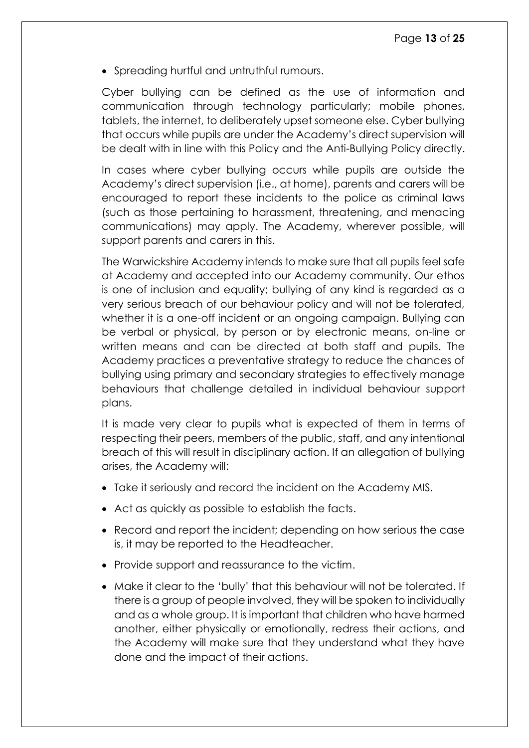- Spreading hurtful and untruthful rumours.

Cyber bullying can be defined as the use of information and communication through technology particularly; mobile phones, tablets, the internet, to deliberately upset someone else. Cyber bullying that occurs while pupils are under the Academy's direct supervision will be dealt with in line with this Policy and the Anti-Bullying Policy directly.

In cases where cyber bullying occurs while pupils are outside the Academy's direct supervision (i.e., at home), parents and carers will be encouraged to report these incidents to the police as criminal laws (such as those pertaining to harassment, threatening, and menacing communications) may apply. The Academy, wherever possible, will support parents and carers in this.

The Warwickshire Academy intends to make sure that all pupils feel safe at Academy and accepted into our Academy community. Our ethos is one of inclusion and equality; bullying of any kind is regarded as a very serious breach of our behaviour policy and will not be tolerated, whether it is a one-off incident or an ongoing campaign. Bullying can be verbal or physical, by person or by electronic means, on-line or written means and can be directed at both staff and pupils. The Academy practices a preventative strategy to reduce the chances of bullying using primary and secondary strategies to effectively manage behaviours that challenge detailed in individual behaviour support plans.

It is made very clear to pupils what is expected of them in terms of respecting their peers, members of the public, staff, and any intentional breach of this will result in disciplinary action. If an allegation of bullying arises, the Academy will:

- Take it seriously and record the incident on the Academy MIS.
- Act as quickly as possible to establish the facts.
- Record and report the incident; depending on how serious the case is, it may be reported to the Headteacher.
- Provide support and reassurance to the victim.
- Make it clear to the 'bully' that this behaviour will not be tolerated. If there is a group of people involved, they will be spoken to individually and as a whole group. It is important that children who have harmed another, either physically or emotionally, redress their actions, and the Academy will make sure that they understand what they have done and the impact of their actions.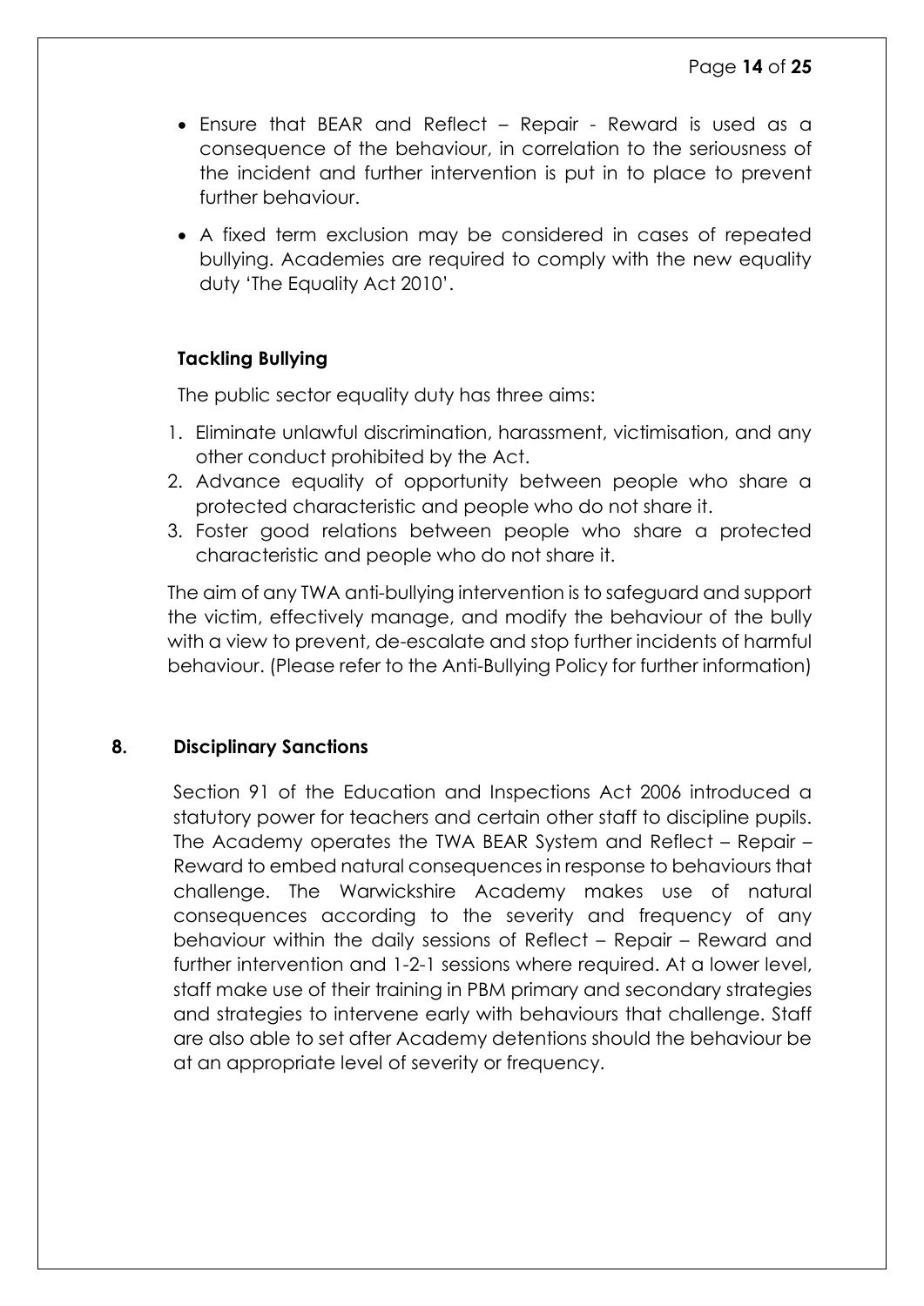- Ensure that BEAR and Reflect – Repair - Reward is used as a consequence of the behaviour, in correlation to the seriousness of the incident and further intervention is put in to place to prevent further behaviour.
- A fixed term exclusion may be considered in cases of repeated bullying. Academies are required to comply with the new equality duty 'The Equality Act 2010'.

### Tackling Bullying

The public sector equality duty has three aims:

1. Eliminate unlawful discrimination, harassment, victimisation, and any other conduct prohibited by the Act.
2. Advance equality of opportunity between people who share a protected characteristic and people who do not share it.
3. Foster good relations between people who share a protected characteristic and people who do not share it.

The aim of any TWA anti-bullying intervention is to safeguard and support the victim, effectively manage, and modify the behaviour of the bully with a view to prevent, de-escalate and stop further incidents of harmful behaviour. (Please refer to the Anti-Bullying Policy for further information)

## 8. Disciplinary Sanctions

Section 91 of the Education and Inspections Act 2006 introduced a statutory power for teachers and certain other staff to discipline pupils. The Academy operates the TWA BEAR System and Reflect – Repair – Reward to embed natural consequences in response to behaviours that challenge. The Warwickshire Academy makes use of natural consequences according to the severity and frequency of any behaviour within the daily sessions of Reflect – Repair – Reward and further intervention and 1-2-1 sessions where required. At a lower level, staff make use of their training in PBM primary and secondary strategies and strategies to intervene early with behaviours that challenge. Staff are also able to set after Academy detentions should the behaviour be at an appropriate level of severity or frequency.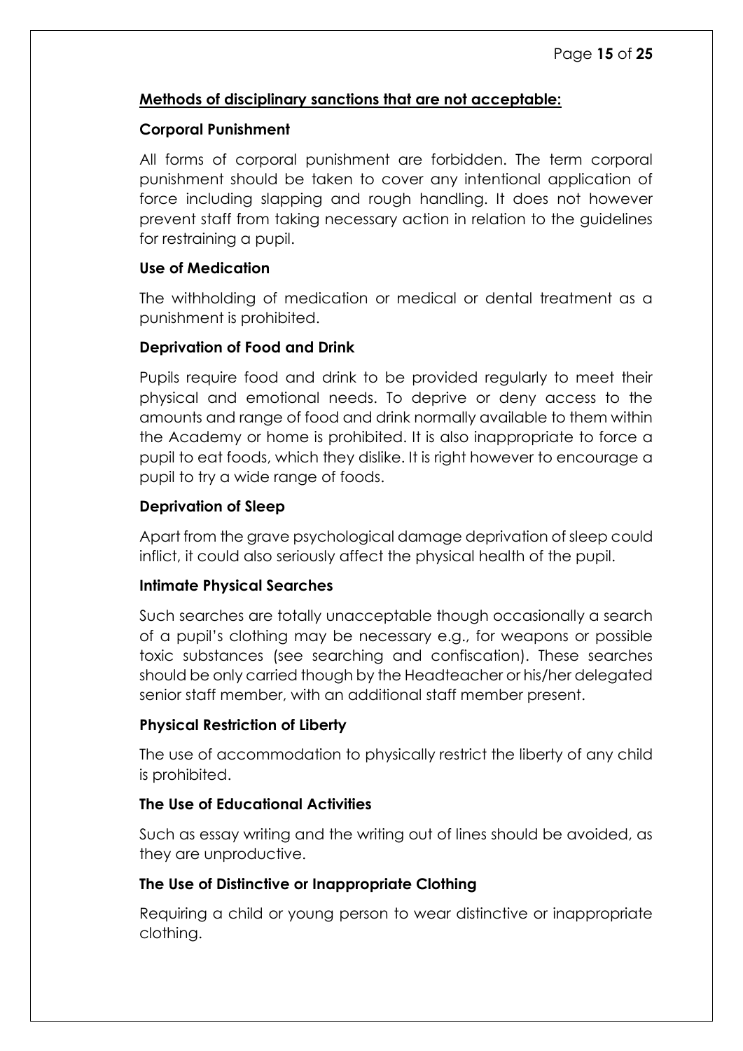**<u>Methods of disciplinary sanctions that are not acceptable:</u>**

**Corporal Punishment**

All forms of corporal punishment are forbidden. The term corporal punishment should be taken to cover any intentional application of force including slapping and rough handling. It does not however prevent staff from taking necessary action in relation to the guidelines for restraining a pupil.

**Use of Medication**

The withholding of medication or medical or dental treatment as a punishment is prohibited.

**Deprivation of Food and Drink**

Pupils require food and drink to be provided regularly to meet their physical and emotional needs. To deprive or deny access to the amounts and range of food and drink normally available to them within the Academy or home is prohibited. It is also inappropriate to force a pupil to eat foods, which they dislike. It is right however to encourage a pupil to try a wide range of foods.

**Deprivation of Sleep**

Apart from the grave psychological damage deprivation of sleep could inflict, it could also seriously affect the physical health of the pupil.

**Intimate Physical Searches**

Such searches are totally unacceptable though occasionally a search of a pupil's clothing may be necessary e.g., for weapons or possible toxic substances (see searching and confiscation). These searches should be only carried though by the Headteacher or his/her delegated senior staff member, with an additional staff member present.

**Physical Restriction of Liberty**

The use of accommodation to physically restrict the liberty of any child is prohibited.

**The Use of Educational Activities**

Such as essay writing and the writing out of lines should be avoided, as they are unproductive.

**The Use of Distinctive or Inappropriate Clothing**

Requiring a child or young person to wear distinctive or inappropriate clothing.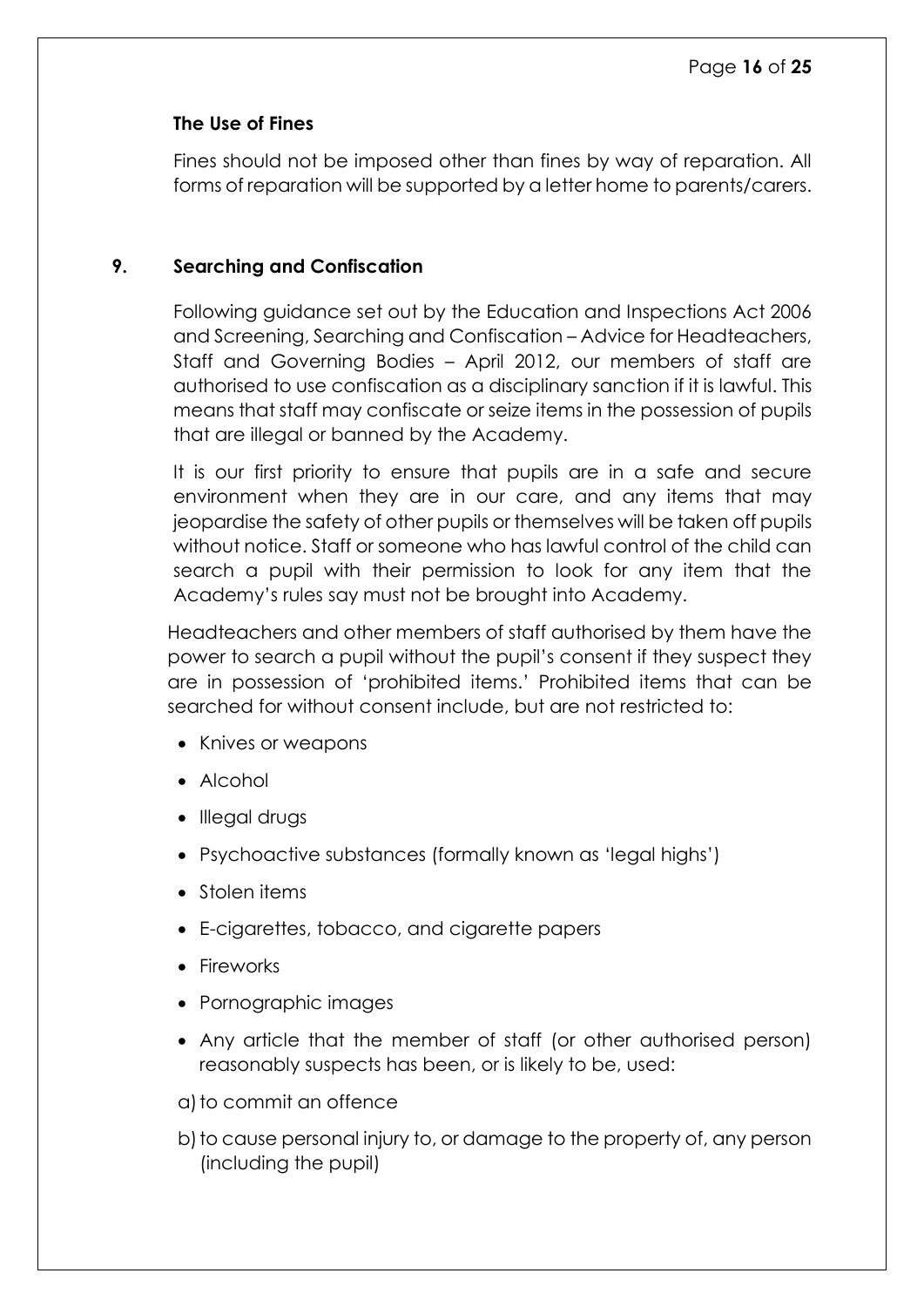### The Use of Fines

Fines should not be imposed other than fines by way of reparation. All forms of reparation will be supported by a letter home to parents/carers.

## 9. Searching and Confiscation

Following guidance set out by the Education and Inspections Act 2006 and Screening, Searching and Confiscation – Advice for Headteachers, Staff and Governing Bodies – April 2012, our members of staff are authorised to use confiscation as a disciplinary sanction if it is lawful. This means that staff may confiscate or seize items in the possession of pupils that are illegal or banned by the Academy.

It is our first priority to ensure that pupils are in a safe and secure environment when they are in our care, and any items that may jeopardise the safety of other pupils or themselves will be taken off pupils without notice. Staff or someone who has lawful control of the child can search a pupil with their permission to look for any item that the Academy's rules say must not be brought into Academy.

Headteachers and other members of staff authorised by them have the power to search a pupil without the pupil's consent if they suspect they are in possession of 'prohibited items.' Prohibited items that can be searched for without consent include, but are not restricted to:

- Knives or weapons
- Alcohol
- Illegal drugs
- Psychoactive substances (formally known as 'legal highs')
- Stolen items
- E-cigarettes, tobacco, and cigarette papers
- Fireworks
- Pornographic images
- Any article that the member of staff (or other authorised person) reasonably suspects has been, or is likely to be, used:

a) to commit an offence

b) to cause personal injury to, or damage to the property of, any person (including the pupil)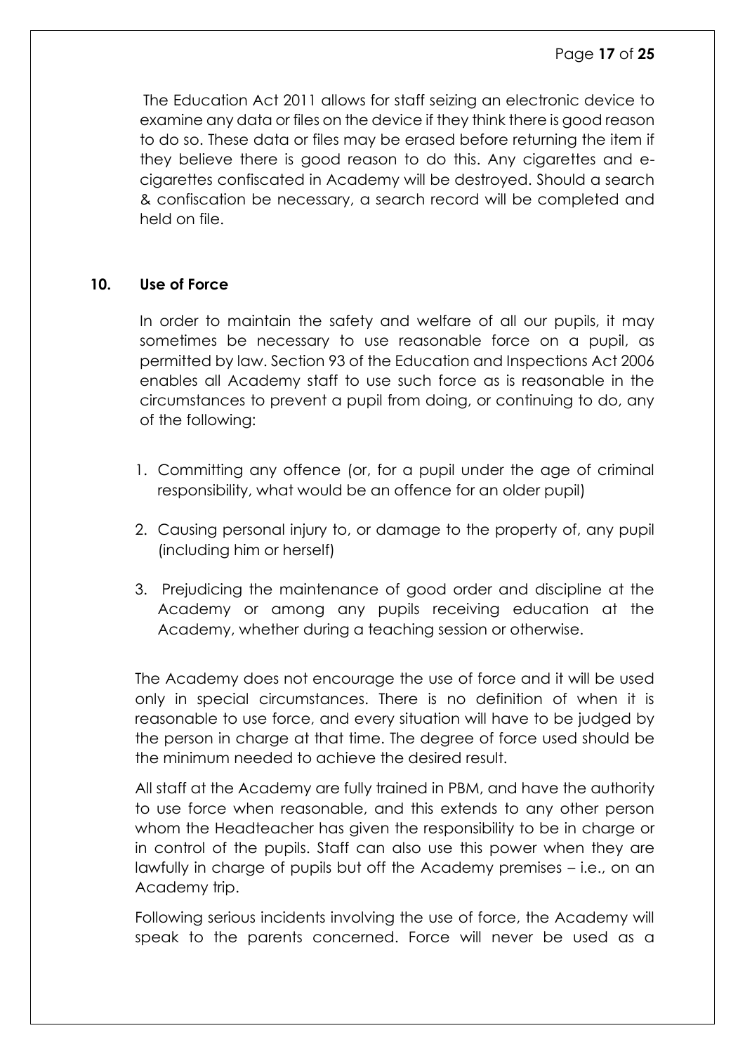The Education Act 2011 allows for staff seizing an electronic device to examine any data or files on the device if they think there is good reason to do so. These data or files may be erased before returning the item if they believe there is good reason to do this. Any cigarettes and e-cigarettes confiscated in Academy will be destroyed. Should a search & confiscation be necessary, a search record will be completed and held on file.

## 10. Use of Force

In order to maintain the safety and welfare of all our pupils, it may sometimes be necessary to use reasonable force on a pupil, as permitted by law. Section 93 of the Education and Inspections Act 2006 enables all Academy staff to use such force as is reasonable in the circumstances to prevent a pupil from doing, or continuing to do, any of the following:

1. Committing any offence (or, for a pupil under the age of criminal responsibility, what would be an offence for an older pupil)
2. Causing personal injury to, or damage to the property of, any pupil (including him or herself)
3. Prejudicing the maintenance of good order and discipline at the Academy or among any pupils receiving education at the Academy, whether during a teaching session or otherwise.

The Academy does not encourage the use of force and it will be used only in special circumstances. There is no definition of when it is reasonable to use force, and every situation will have to be judged by the person in charge at that time. The degree of force used should be the minimum needed to achieve the desired result.

All staff at the Academy are fully trained in PBM, and have the authority to use force when reasonable, and this extends to any other person whom the Headteacher has given the responsibility to be in charge or in control of the pupils. Staff can also use this power when they are lawfully in charge of pupils but off the Academy premises – i.e., on an Academy trip.

Following serious incidents involving the use of force, the Academy will speak to the parents concerned. Force will never be used as a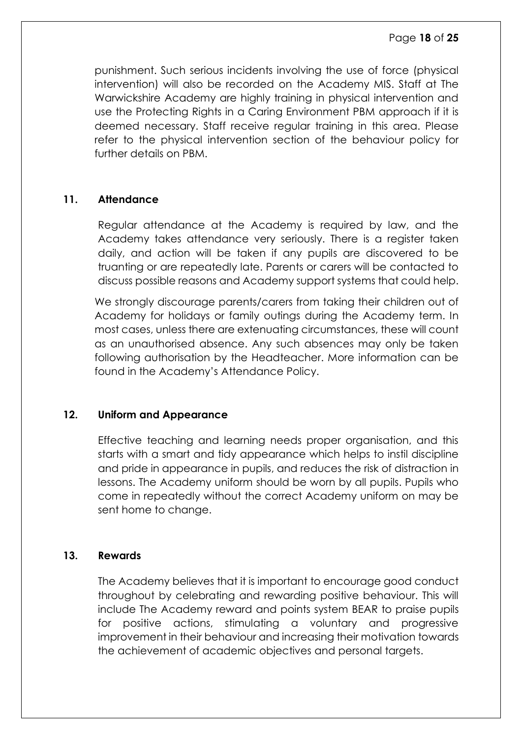punishment. Such serious incidents involving the use of force (physical intervention) will also be recorded on the Academy MIS. Staff at The Warwickshire Academy are highly training in physical intervention and use the Protecting Rights in a Caring Environment PBM approach if it is deemed necessary. Staff receive regular training in this area. Please refer to the physical intervention section of the behaviour policy for further details on PBM.

## 11. Attendance

Regular attendance at the Academy is required by law, and the Academy takes attendance very seriously. There is a register taken daily, and action will be taken if any pupils are discovered to be truanting or are repeatedly late. Parents or carers will be contacted to discuss possible reasons and Academy support systems that could help.

We strongly discourage parents/carers from taking their children out of Academy for holidays or family outings during the Academy term. In most cases, unless there are extenuating circumstances, these will count as an unauthorised absence. Any such absences may only be taken following authorisation by the Headteacher. More information can be found in the Academy's Attendance Policy.

## 12. Uniform and Appearance

Effective teaching and learning needs proper organisation, and this starts with a smart and tidy appearance which helps to instil discipline and pride in appearance in pupils, and reduces the risk of distraction in lessons. The Academy uniform should be worn by all pupils. Pupils who come in repeatedly without the correct Academy uniform on may be sent home to change.

## 13. Rewards

The Academy believes that it is important to encourage good conduct throughout by celebrating and rewarding positive behaviour. This will include The Academy reward and points system BEAR to praise pupils for positive actions, stimulating a voluntary and progressive improvement in their behaviour and increasing their motivation towards the achievement of academic objectives and personal targets.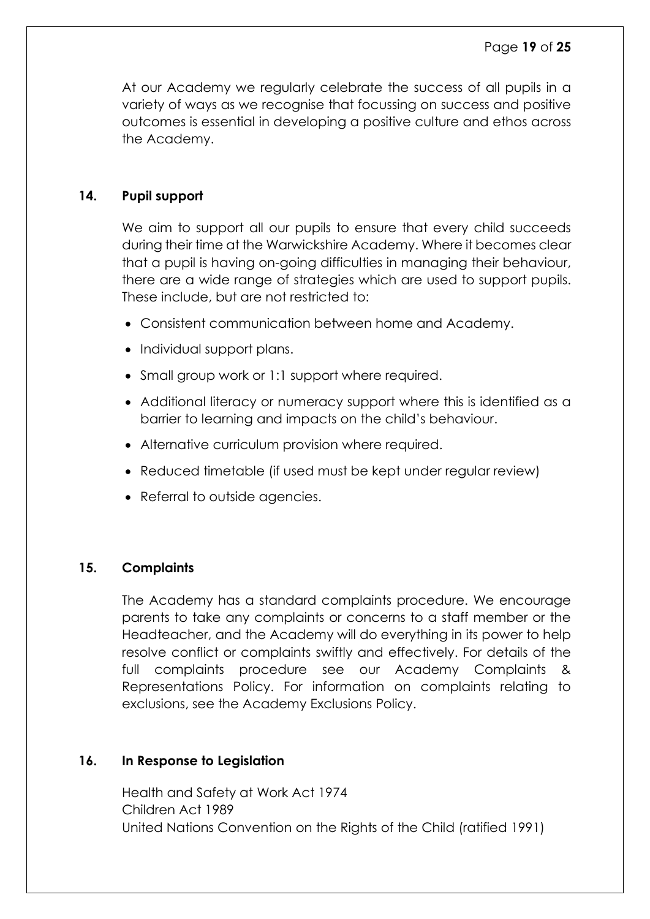At our Academy we regularly celebrate the success of all pupils in a variety of ways as we recognise that focussing on success and positive outcomes is essential in developing a positive culture and ethos across the Academy.

## 14. Pupil support

We aim to support all our pupils to ensure that every child succeeds during their time at the Warwickshire Academy. Where it becomes clear that a pupil is having on-going difficulties in managing their behaviour, there are a wide range of strategies which are used to support pupils. These include, but are not restricted to:

- Consistent communication between home and Academy.
- Individual support plans.
- Small group work or 1:1 support where required.
- Additional literacy or numeracy support where this is identified as a barrier to learning and impacts on the child's behaviour.
- Alternative curriculum provision where required.
- Reduced timetable (if used must be kept under regular review)
- Referral to outside agencies.

## 15. Complaints

The Academy has a standard complaints procedure. We encourage parents to take any complaints or concerns to a staff member or the Headteacher, and the Academy will do everything in its power to help resolve conflict or complaints swiftly and effectively. For details of the full complaints procedure see our Academy Complaints & Representations Policy. For information on complaints relating to exclusions, see the Academy Exclusions Policy.

## 16. In Response to Legislation

Health and Safety at Work Act 1974
Children Act 1989
United Nations Convention on the Rights of the Child (ratified 1991)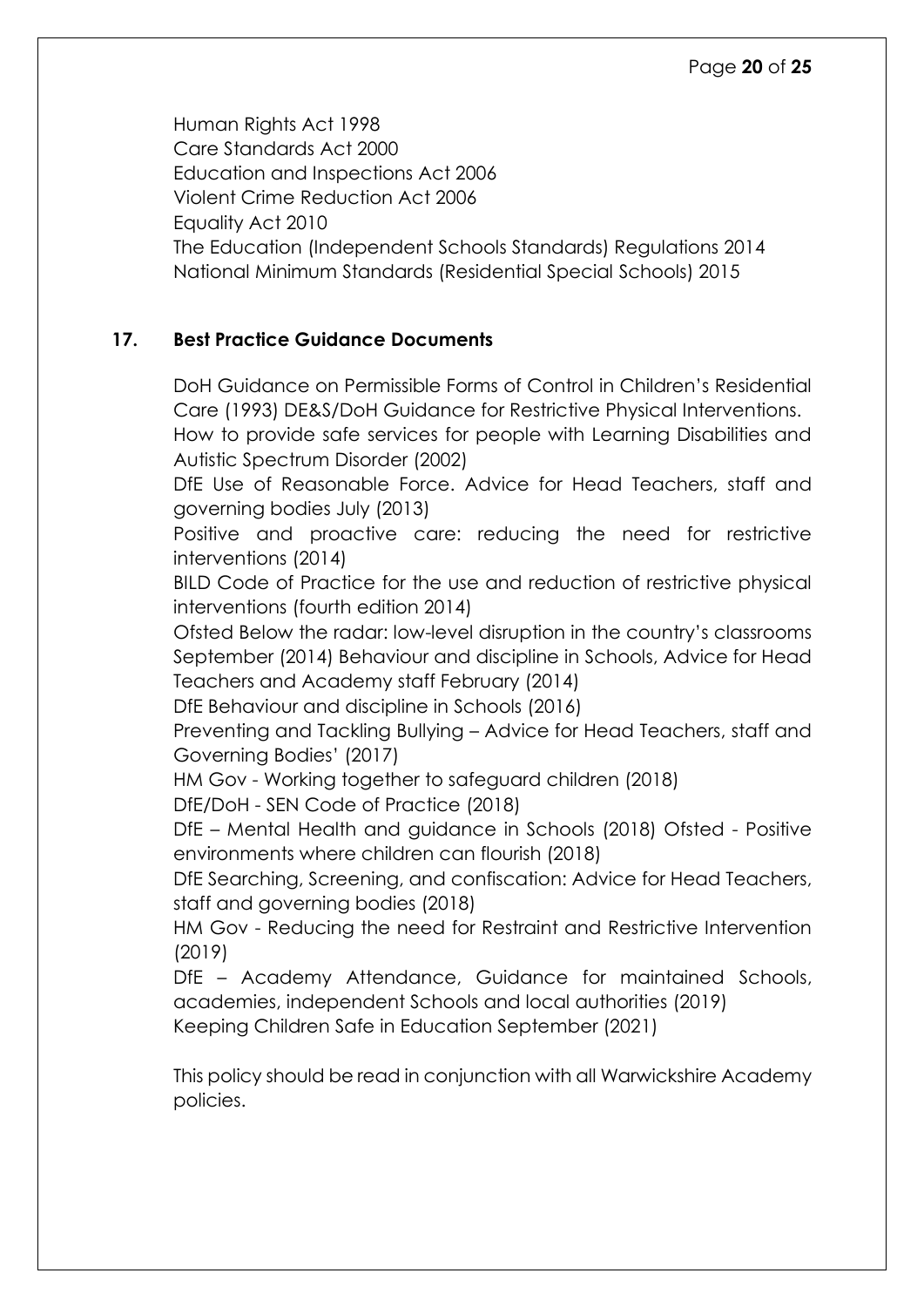Human Rights Act 1998
Care Standards Act 2000
Education and Inspections Act 2006
Violent Crime Reduction Act 2006
Equality Act 2010
The Education (Independent Schools Standards) Regulations 2014
National Minimum Standards (Residential Special Schools) 2015

## 17. Best Practice Guidance Documents

DoH Guidance on Permissible Forms of Control in Children's Residential Care (1993) DE&S/DoH Guidance for Restrictive Physical Interventions.
How to provide safe services for people with Learning Disabilities and Autistic Spectrum Disorder (2002)
DfE Use of Reasonable Force. Advice for Head Teachers, staff and governing bodies July (2013)
Positive and proactive care: reducing the need for restrictive interventions (2014)
BILD Code of Practice for the use and reduction of restrictive physical interventions (fourth edition 2014)
Ofsted Below the radar: low-level disruption in the country's classrooms September (2014) Behaviour and discipline in Schools, Advice for Head Teachers and Academy staff February (2014)
DfE Behaviour and discipline in Schools (2016)
Preventing and Tackling Bullying – Advice for Head Teachers, staff and Governing Bodies' (2017)
HM Gov - Working together to safeguard children (2018)
DfE/DoH - SEN Code of Practice (2018)
DfE – Mental Health and guidance in Schools (2018) Ofsted - Positive environments where children can flourish (2018)
DfE Searching, Screening, and confiscation: Advice for Head Teachers, staff and governing bodies (2018)
HM Gov - Reducing the need for Restraint and Restrictive Intervention (2019)
DfE – Academy Attendance, Guidance for maintained Schools, academies, independent Schools and local authorities (2019)
Keeping Children Safe in Education September (2021)

This policy should be read in conjunction with all Warwickshire Academy policies.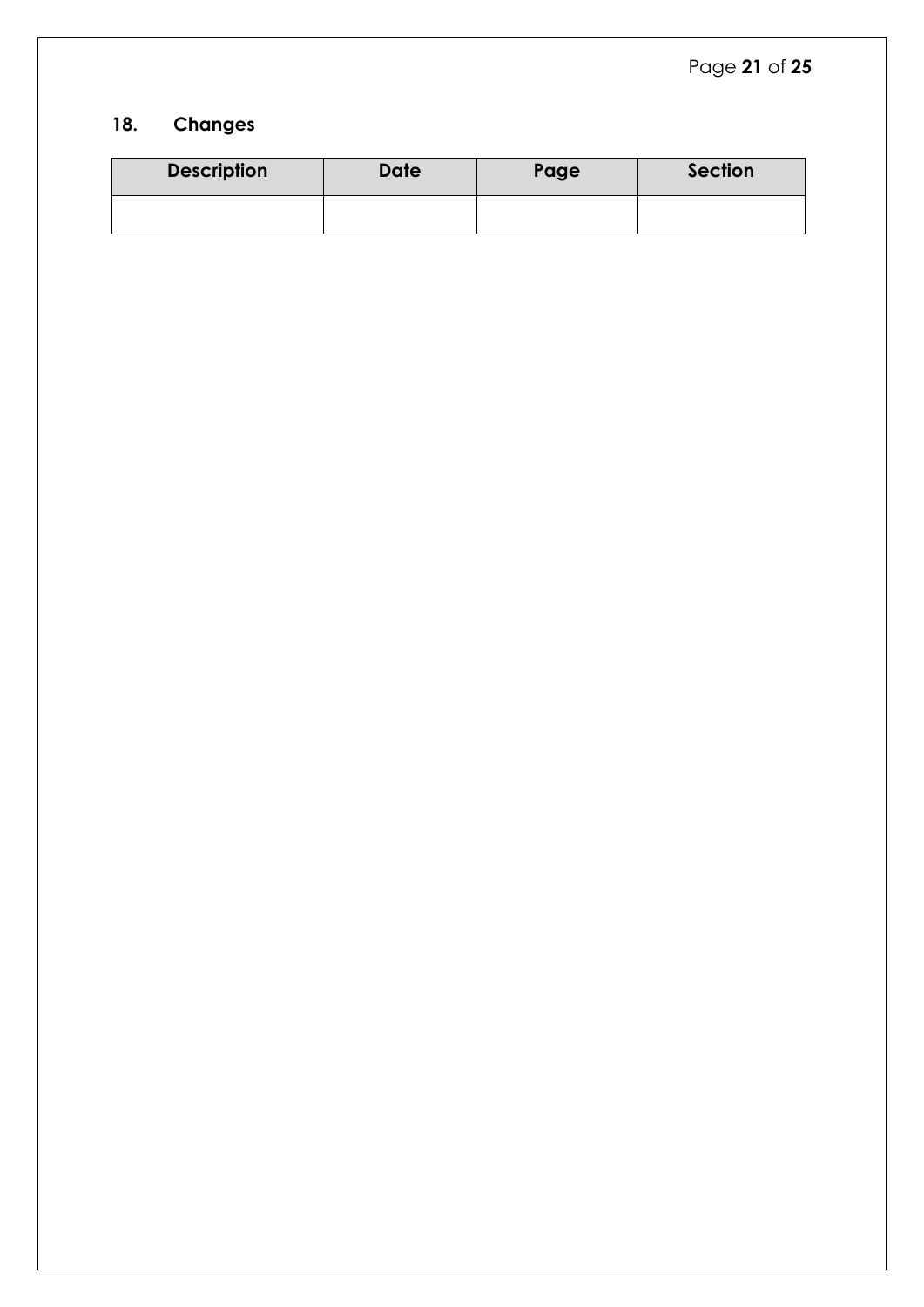## 18. Changes

| Description | Date | Page | Section |
| --- | --- | --- | --- |
| | | | |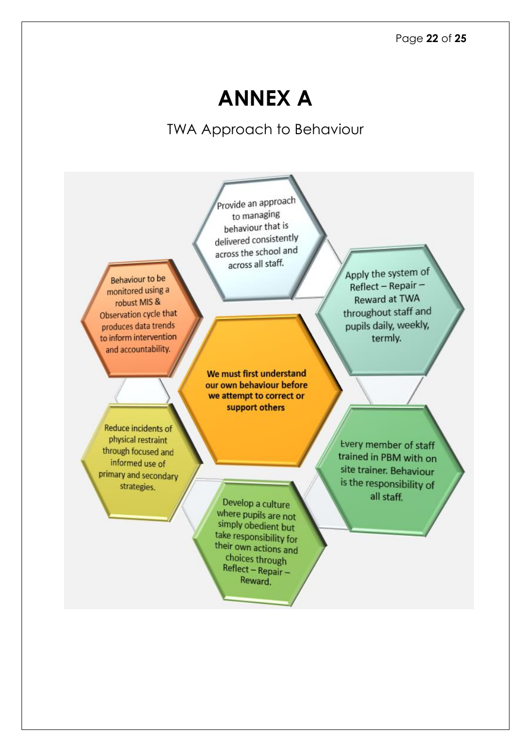# ANNEX A

TWA Approach to Behaviour

**We must first understand our own behaviour before we attempt to correct or support others**

- Provide an approach to managing behaviour that is delivered consistently across the school and across all staff.
- Apply the system of Reflect – Repair – Reward at TWA throughout staff and pupils daily, weekly, termly.
- Every member of staff trained in PBM with on site trainer. Behaviour is the responsibility of all staff.
- Develop a culture where pupils are not simply obedient but take responsibility for their own actions and choices through Reflect – Repair – Reward.
- Reduce incidents of physical restraint through focused and informed use of primary and secondary strategies.
- Behaviour to be monitored using a robust MIS & Observation cycle that produces data trends to inform intervention and accountability.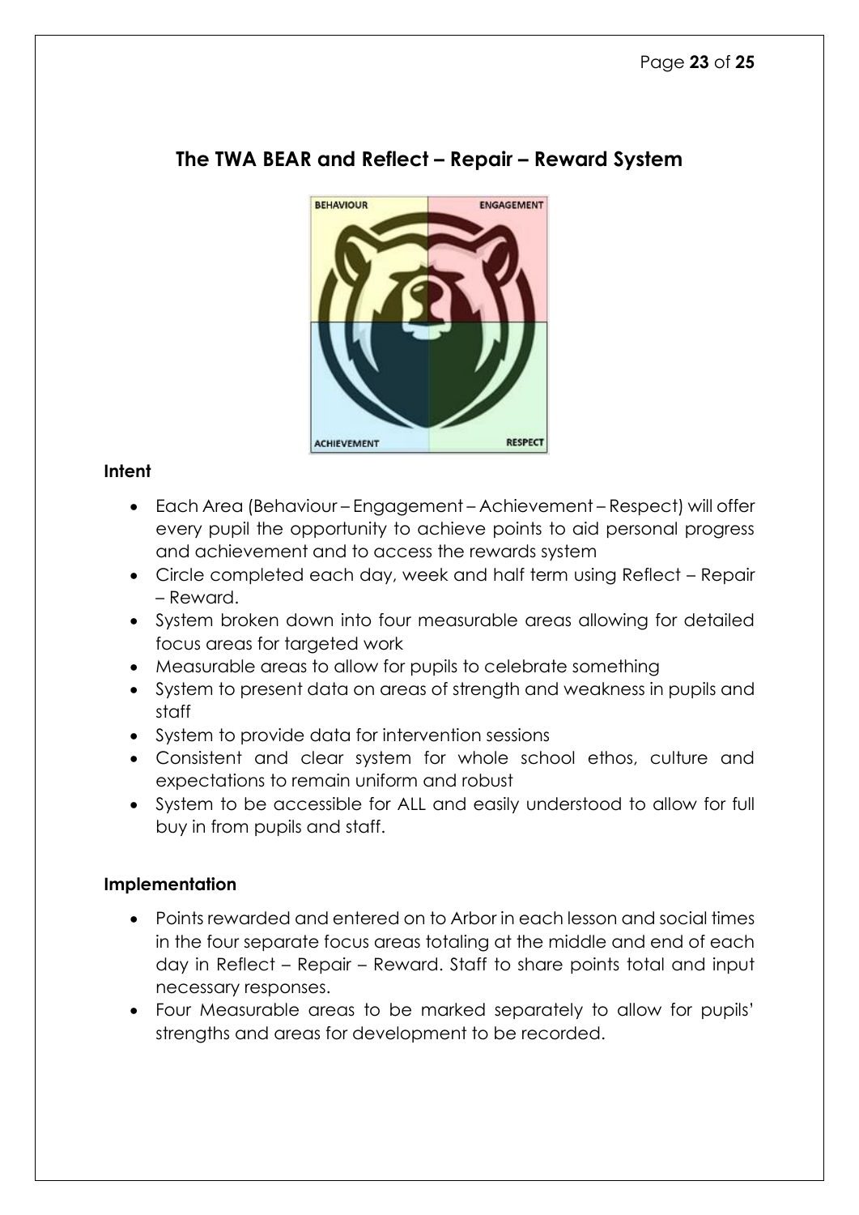## The TWA BEAR and Reflect – Repair – Reward System

### Intent

- Each Area (Behaviour – Engagement – Achievement – Respect) will offer every pupil the opportunity to achieve points to aid personal progress and achievement and to access the rewards system
- Circle completed each day, week and half term using Reflect – Repair – Reward.
- System broken down into four measurable areas allowing for detailed focus areas for targeted work
- Measurable areas to allow for pupils to celebrate something
- System to present data on areas of strength and weakness in pupils and staff
- System to provide data for intervention sessions
- Consistent and clear system for whole school ethos, culture and expectations to remain uniform and robust
- System to be accessible for ALL and easily understood to allow for full buy in from pupils and staff.

### Implementation

- Points rewarded and entered on to Arbor in each lesson and social times in the four separate focus areas totaling at the middle and end of each day in Reflect – Repair – Reward. Staff to share points total and input necessary responses.
- Four Measurable areas to be marked separately to allow for pupils' strengths and areas for development to be recorded.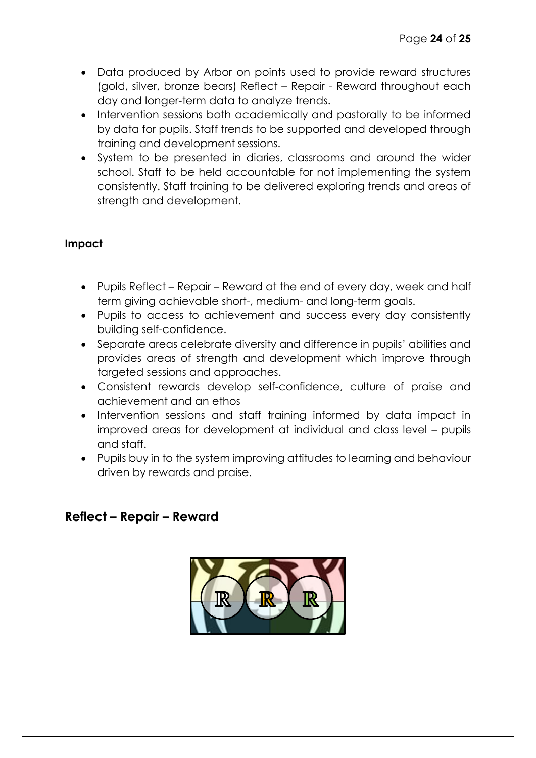- Data produced by Arbor on points used to provide reward structures (gold, silver, bronze bears) Reflect – Repair - Reward throughout each day and longer-term data to analyze trends.
- Intervention sessions both academically and pastorally to be informed by data for pupils. Staff trends to be supported and developed through training and development sessions.
- System to be presented in diaries, classrooms and around the wider school. Staff to be held accountable for not implementing the system consistently. Staff training to be delivered exploring trends and areas of strength and development.

**Impact**

- Pupils Reflect – Repair – Reward at the end of every day, week and half term giving achievable short-, medium- and long-term goals.
- Pupils to access to achievement and success every day consistently building self-confidence.
- Separate areas celebrate diversity and difference in pupils' abilities and provides areas of strength and development which improve through targeted sessions and approaches.
- Consistent rewards develop self-confidence, culture of praise and achievement and an ethos
- Intervention sessions and staff training informed by data impact in improved areas for development at individual and class level – pupils and staff.
- Pupils buy in to the system improving attitudes to learning and behaviour driven by rewards and praise.

## Reflect – Repair – Reward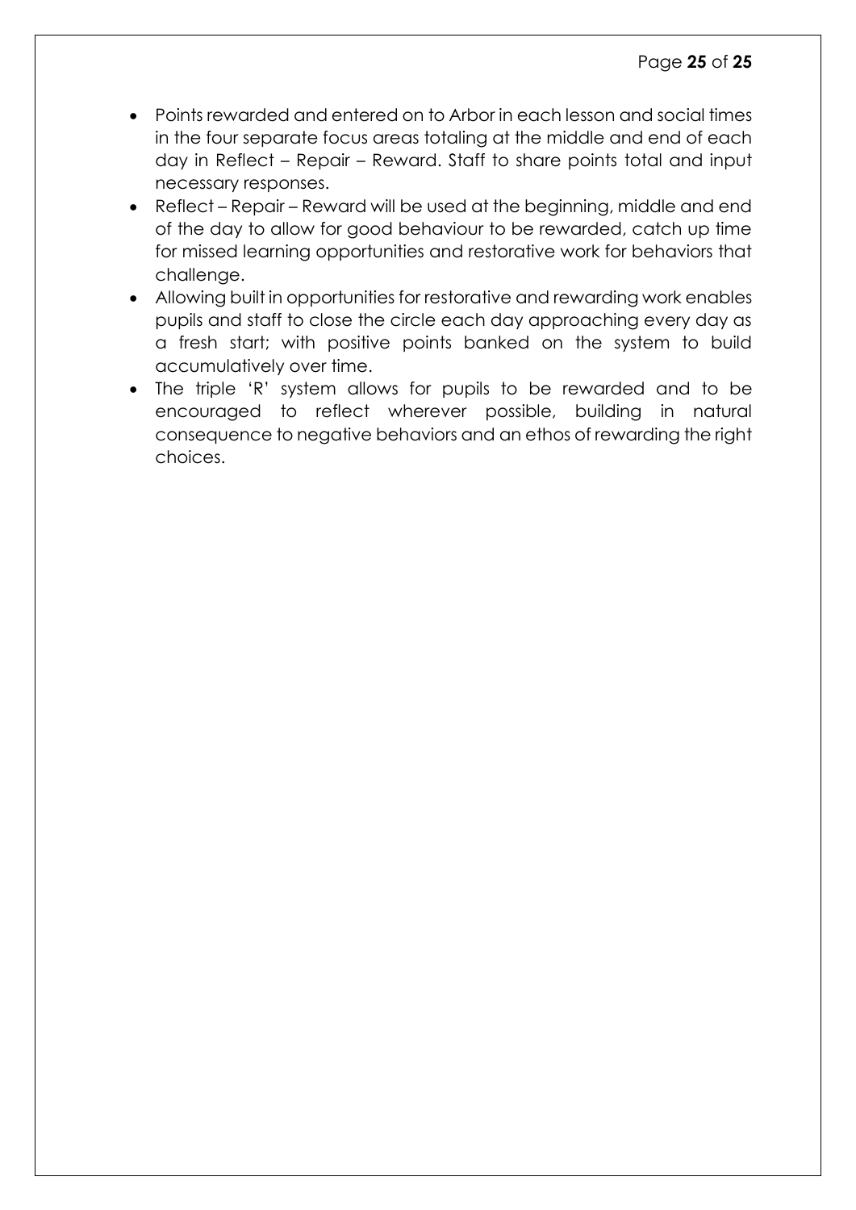- Points rewarded and entered on to Arbor in each lesson and social times in the four separate focus areas totaling at the middle and end of each day in Reflect – Repair – Reward. Staff to share points total and input necessary responses.
- Reflect – Repair – Reward will be used at the beginning, middle and end of the day to allow for good behaviour to be rewarded, catch up time for missed learning opportunities and restorative work for behaviors that challenge.
- Allowing built in opportunities for restorative and rewarding work enables pupils and staff to close the circle each day approaching every day as a fresh start; with positive points banked on the system to build accumulatively over time.
- The triple 'R' system allows for pupils to be rewarded and to be encouraged to reflect wherever possible, building in natural consequence to negative behaviors and an ethos of rewarding the right choices.